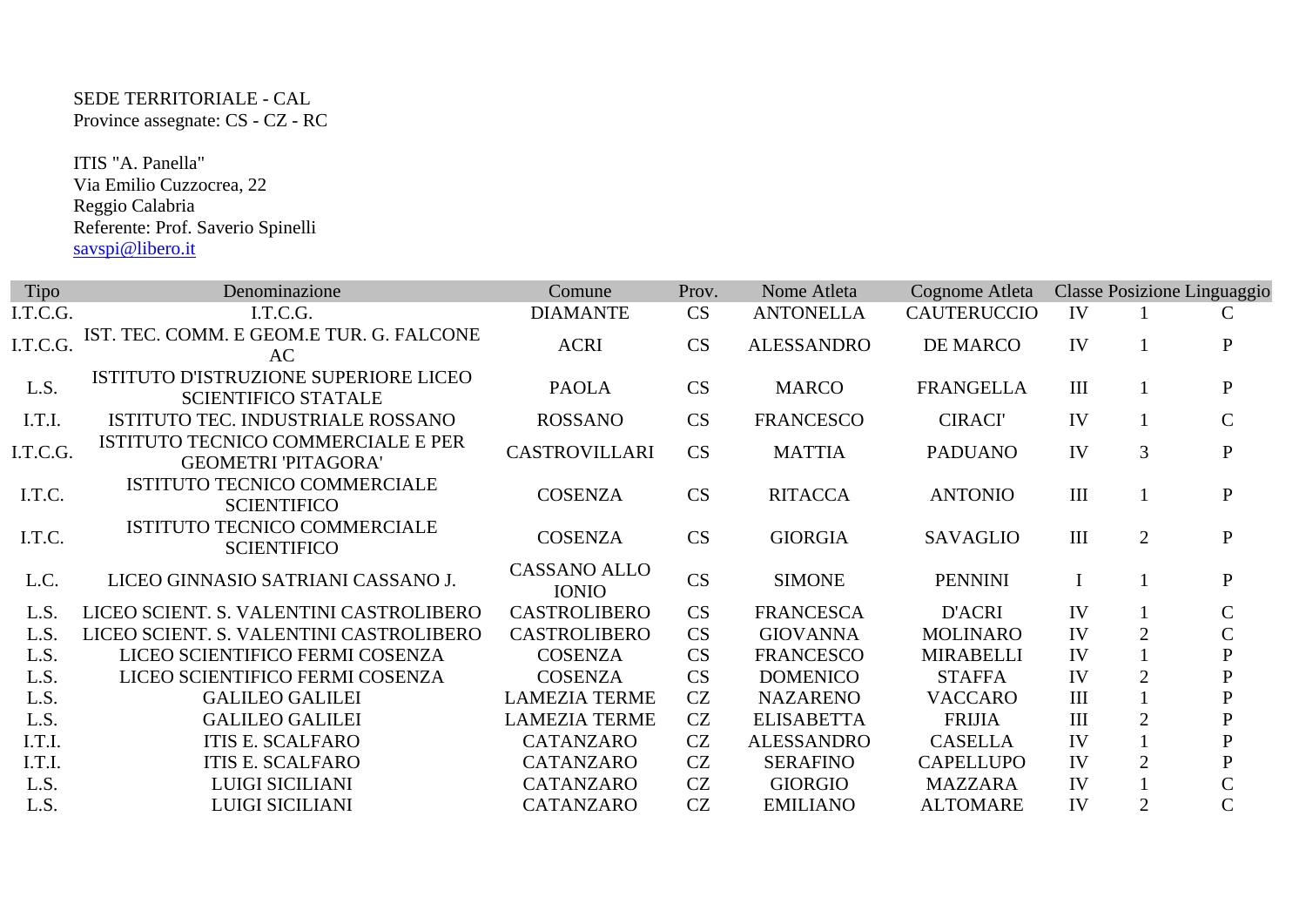SEDE TERRITORIALE - CAL
Province assegnate: CS - CZ - RC

ITIS "A. Panella"
Via Emilio Cuzzocrea, 22
Reggio Calabria
Referente: Prof. Saverio Spinelli
savspi@libero.it

| Tipo | Denominazione | Comune | Prov. | Nome Atleta | Cognome Atleta | Classe | Posizione | Linguaggio |
|---|---|---|---|---|---|---|---|---|
| I.T.C.G. | I.T.C.G. | DIAMANTE | CS | ANTONELLA | CAUTERUCCIO | IV | 1 | C |
| I.T.C.G. | IST. TEC. COMM. E GEOM.E TUR. G. FALCONE AC | ACRI | CS | ALESSANDRO | DE MARCO | IV | 1 | P |
| L.S. | ISTITUTO D'ISTRUZIONE SUPERIORE LICEO SCIENTIFICO STATALE | PAOLA | CS | MARCO | FRANGELLA | III | 1 | P |
| I.T.I. | ISTITUTO TEC. INDUSTRIALE ROSSANO | ROSSANO | CS | FRANCESCO | CIRACI' | IV | 1 | C |
| I.T.C.G. | ISTITUTO TECNICO COMMERCIALE E PER GEOMETRI 'PITAGORA' | CASTROVILLARI | CS | MATTIA | PADUANO | IV | 3 | P |
| I.T.C. | ISTITUTO TECNICO COMMERCIALE SCIENTIFICO | COSENZA | CS | RITACCA | ANTONIO | III | 1 | P |
| I.T.C. | ISTITUTO TECNICO COMMERCIALE SCIENTIFICO | COSENZA | CS | GIORGIA | SAVAGLIO | III | 2 | P |
| L.C. | LICEO GINNASIO SATRIANI CASSANO J. | CASSANO ALLO IONIO | CS | SIMONE | PENNINI | I | 1 | P |
| L.S. | LICEO SCIENT. S. VALENTINI CASTROLIBERO | CASTROLIBERO | CS | FRANCESCA | D'ACRI | IV | 1 | C |
| L.S. | LICEO SCIENT. S. VALENTINI CASTROLIBERO | CASTROLIBERO | CS | GIOVANNA | MOLINARO | IV | 2 | C |
| L.S. | LICEO SCIENTIFICO FERMI COSENZA | COSENZA | CS | FRANCESCO | MIRABELLI | IV | 1 | P |
| L.S. | LICEO SCIENTIFICO FERMI COSENZA | COSENZA | CS | DOMENICO | STAFFA | IV | 2 | P |
| L.S. | GALILEO GALILEI | LAMEZIA TERME | CZ | NAZARENO | VACCARO | III | 1 | P |
| L.S. | GALILEO GALILEI | LAMEZIA TERME | CZ | ELISABETTA | FRIJIA | III | 2 | P |
| I.T.I. | ITIS E. SCALFARO | CATANZARO | CZ | ALESSANDRO | CASELLA | IV | 1 | P |
| I.T.I. | ITIS E. SCALFARO | CATANZARO | CZ | SERAFINO | CAPELLUPO | IV | 2 | P |
| L.S. | LUIGI SICILIANI | CATANZARO | CZ | GIORGIO | MAZZARA | IV | 1 | C |
| L.S. | LUIGI SICILIANI | CATANZARO | CZ | EMILIANO | ALTOMARE | IV | 2 | C |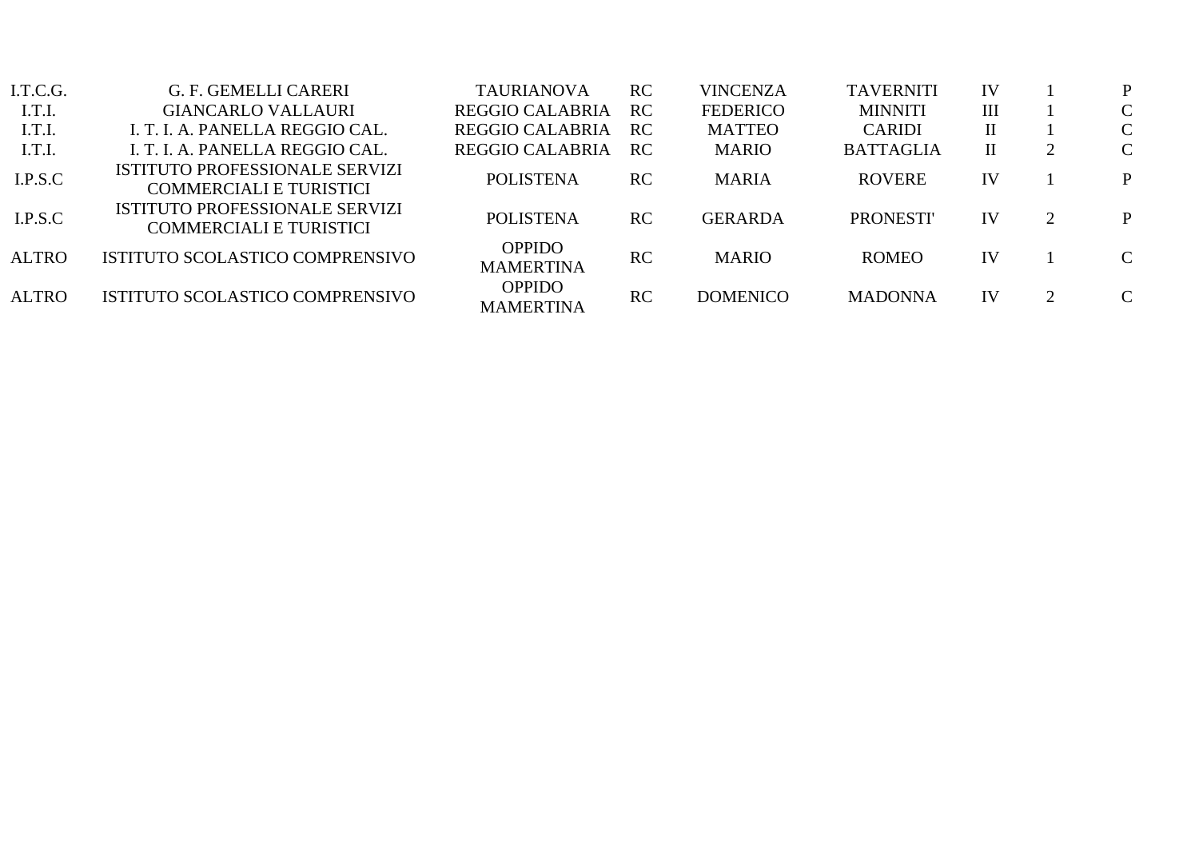| | | | | | | | | |
|---|---|---|---|---|---|---|---|---|
| I.T.C.G. | G. F. GEMELLI CARERI | TAURIANOVA | RC | VINCENZA | TAVERNITI | IV | 1 | P |
| I.T.I. | GIANCARLO VALLAURI | REGGIO CALABRIA | RC | FEDERICO | MINNITI | III | 1 | C |
| I.T.I. | I. T. I. A. PANELLA REGGIO CAL. | REGGIO CALABRIA | RC | MATTEO | CARIDI | II | 1 | C |
| I.T.I. | I. T. I. A. PANELLA REGGIO CAL. | REGGIO CALABRIA | RC | MARIO | BATTAGLIA | II | 2 | C |
| I.P.S.C | ISTITUTO PROFESSIONALE SERVIZI COMMERCIALI E TURISTICI | POLISTENA | RC | MARIA | ROVERE | IV | 1 | P |
| I.P.S.C | ISTITUTO PROFESSIONALE SERVIZI COMMERCIALI E TURISTICI | POLISTENA | RC | GERARDA | PRONESTI' | IV | 2 | P |
| ALTRO | ISTITUTO SCOLASTICO COMPRENSIVO | OPPIDO MAMERTINA | RC | MARIO | ROMEO | IV | 1 | C |
| ALTRO | ISTITUTO SCOLASTICO COMPRENSIVO | OPPIDO MAMERTINA | RC | DOMENICO | MADONNA | IV | 2 | C |